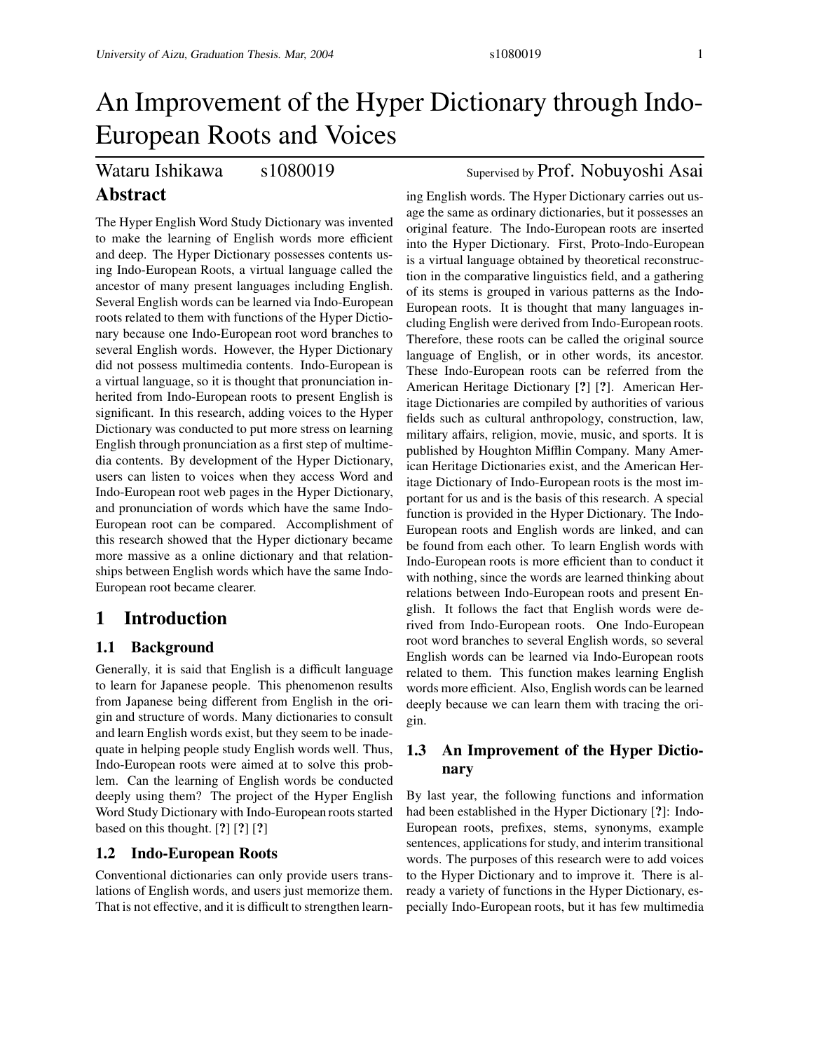# An Improvement of the Hyper Dictionary through Indo-European Roots and Voices

Wataru Ishikawa s1080019 Supervised by Prof. Nobuyoshi Asai

## Abstract

The Hyper English Word Study Dictionary was invented to make the learning of English words more efficient and deep. The Hyper Dictionary possesses contents using Indo-European Roots, a virtual language called the ancestor of many present languages including English. Several English words can be learned via Indo-European roots related to them with functions of the Hyper Dictionary because one Indo-European root word branches to several English words. However, the Hyper Dictionary did not possess multimedia contents. Indo-European is a virtual language, so it is thought that pronunciation inherited from Indo-European roots to present English is significant. In this research, adding voices to the Hyper Dictionary was conducted to put more stress on learning English through pronunciation as a first step of multimedia contents. By development of the Hyper Dictionary, users can listen to voices when they access Word and Indo-European root web pages in the Hyper Dictionary, and pronunciation of words which have the same Indo-European root can be compared. Accomplishment of this research showed that the Hyper dictionary became more massive as a online dictionary and that relationships between English words which have the same Indo-European root became clearer.

## 1 Introduction

### 1.1 Background

Generally, it is said that English is a difficult language to learn for Japanese people. This phenomenon results from Japanese being different from English in the origin and structure of words. Many dictionaries to consult and learn English words exist, but they seem to be inadequate in helping people study English words well. Thus, Indo-European roots were aimed at to solve this problem. Can the learning of English words be conducted deeply using them? The project of the Hyper English Word Study Dictionary with Indo-European roots started based on this thought. [?] [?] [?]

### 1.2 Indo-European Roots

Conventional dictionaries can only provide users translations of English words, and users just memorize them. That is not effective, and it is difficult to strengthen learning English words. The Hyper Dictionary carries out usage the same as ordinary dictionaries, but it possesses an original feature. The Indo-European roots are inserted into the Hyper Dictionary. First, Proto-Indo-European is a virtual language obtained by theoretical reconstruction in the comparative linguistics field, and a gathering of its stems is grouped in various patterns as the Indo-European roots. It is thought that many languages including English were derived from Indo-European roots. Therefore, these roots can be called the original source language of English, or in other words, its ancestor. These Indo-European roots can be referred from the American Heritage Dictionary [?] [?]. American Heritage Dictionaries are compiled by authorities of various fields such as cultural anthropology, construction, law, military affairs, religion, movie, music, and sports. It is published by Houghton Mifflin Company. Many American Heritage Dictionaries exist, and the American Heritage Dictionary of Indo-European roots is the most important for us and is the basis of this research. A special function is provided in the Hyper Dictionary. The Indo-European roots and English words are linked, and can be found from each other. To learn English words with Indo-European roots is more efficient than to conduct it with nothing, since the words are learned thinking about relations between Indo-European roots and present English. It follows the fact that English words were derived from Indo-European roots. One Indo-European root word branches to several English words, so several English words can be learned via Indo-European roots related to them. This function makes learning English words more efficient. Also, English words can be learned deeply because we can learn them with tracing the origin.

### 1.3 An Improvement of the Hyper Dictionary

By last year, the following functions and information had been established in the Hyper Dictionary [?]: Indo-European roots, prefixes, stems, synonyms, example sentences, applications for study, and interim transitional words. The purposes of this research were to add voices to the Hyper Dictionary and to improve it. There is already a variety of functions in the Hyper Dictionary, especially Indo-European roots, but it has few multimedia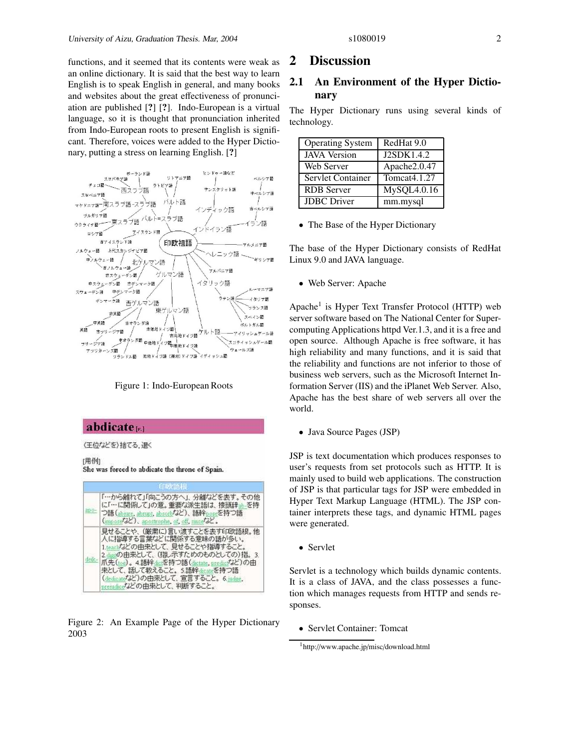functions, and it seemed that its contents were weak as an online dictionary. It is said that the best way to learn English is to speak English in general, and many books and websites about the great effectiveness of pronunciation are published [?] [?]. Indo-European is a virtual language, so it is thought that pronunciation inherited from Indo-European roots to present English is significant. Therefore, voices were added to the Hyper Dictionary, putting a stress on learning English. [?]

Figure 1: Indo-European Roots

Figure 2: An Example Page of the Hyper Dictionary 2003

# 2 Discussion

## 2.1 An Environment of the Hyper Dictionary

The Hyper Dictionary runs using several kinds of technology.

| Operating System | RedHat 9.0 |
|---|---|
| JAVA Version | J2SDK1.4.2 |
| Web Server | Apache2.0.47 |
| Servlet Container | Tomcat4.1.27 |
| RDB Server | MySQL4.0.16 |
| JDBC Driver | mm.mysql |

- The Base of the Hyper Dictionary

The base of the Hyper Dictionary consists of RedHat Linux 9.0 and JAVA language.

- Web Server: Apache

Apache[1] is Hyper Text Transfer Protocol (HTTP) web server software based on The National Center for Supercomputing Applications httpd Ver.1.3, and it is a free and open source. Although Apache is free software, it has high reliability and many functions, and it is said that the reliability and functions are not inferior to those of business web servers, such as the Microsoft Internet Information Server (IIS) and the iPlanet Web Server. Also, Apache has the best share of web servers all over the world.

- Java Source Pages (JSP)

JSP is text documentation which produces responses to user's requests from set protocols such as HTTP. It is mainly used to build web applications. The construction of JSP is that particular tags for JSP were embedded in Hyper Text Markup Language (HTML). The JSP container interprets these tags, and dynamic HTML pages were generated.

- Servlet

Servlet is a technology which builds dynamic contents. It is a class of JAVA, and the class possesses a function which manages requests from HTTP and sends responses.

- Servlet Container: Tomcat

[1] http://www.apache.jp/misc/download.html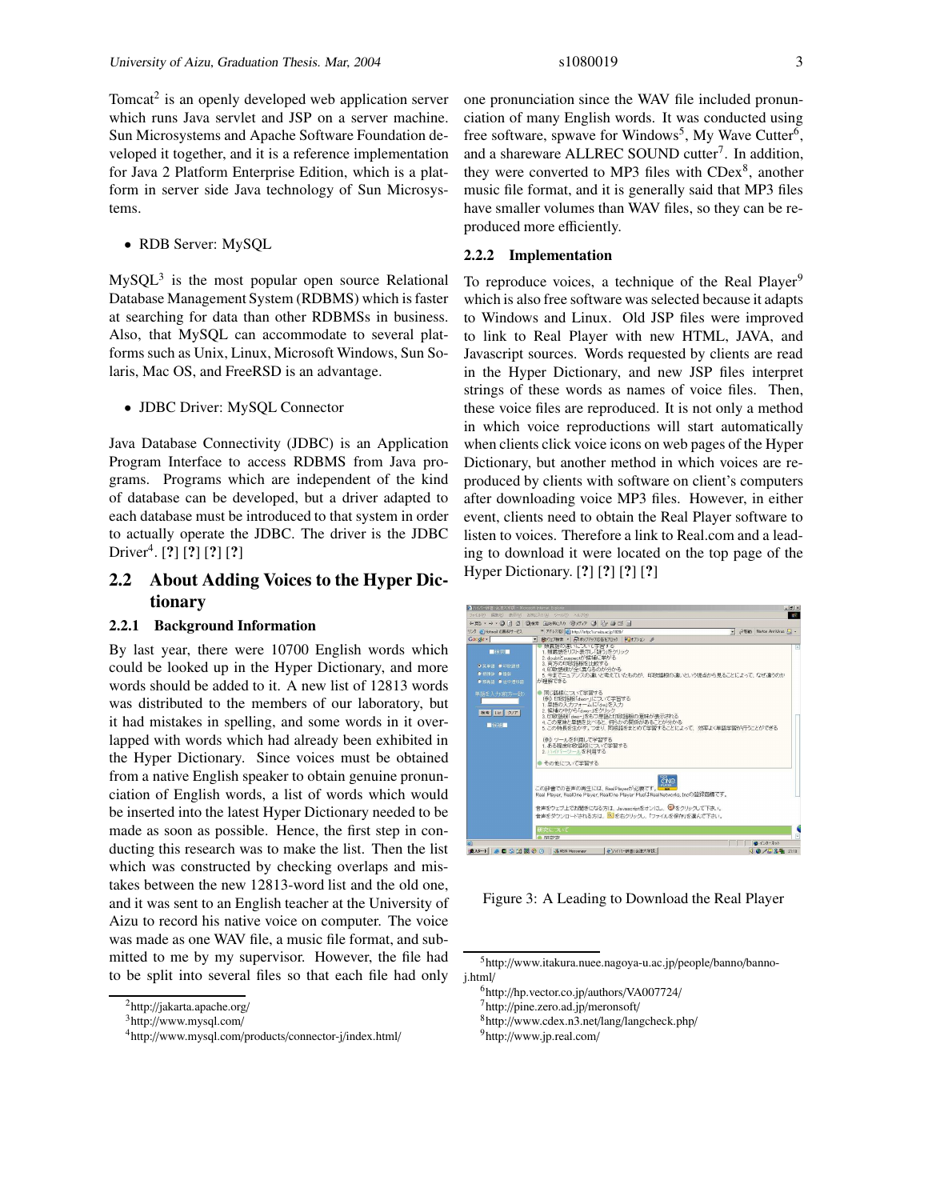Tomcat[2] is an openly developed web application server which runs Java servlet and JSP on a server machine. Sun Microsystems and Apache Software Foundation developed it together, and it is a reference implementation for Java 2 Platform Enterprise Edition, which is a platform in server side Java technology of Sun Microsystems.

- RDB Server: MySQL

MySQL[3] is the most popular open source Relational Database Management System (RDBMS) which is faster at searching for data than other RDBMSs in business. Also, that MySQL can accommodate to several platforms such as Unix, Linux, Microsoft Windows, Sun Solaris, Mac OS, and FreeRSD is an advantage.

- JDBC Driver: MySQL Connector

Java Database Connectivity (JDBC) is an Application Program Interface to access RDBMS from Java programs. Programs which are independent of the kind of database can be developed, but a driver adapted to each database must be introduced to that system in order to actually operate the JDBC. The driver is the JDBC Driver[4]. [?] [?] [?] [?]

## 2.2 About Adding Voices to the Hyper Dictionary

### 2.2.1 Background Information

By last year, there were 10700 English words which could be looked up in the Hyper Dictionary, and more words should be added to it. A new list of 12813 words was distributed to the members of our laboratory, but it had mistakes in spelling, and some words in it overlapped with words which had already been exhibited in the Hyper Dictionary. Since voices must be obtained from a native English speaker to obtain genuine pronunciation of English words, a list of words which would be inserted into the latest Hyper Dictionary needed to be made as soon as possible. Hence, the first step in conducting this research was to make the list. Then the list which was constructed by checking overlaps and mistakes between the new 12813-word list and the old one, and it was sent to an English teacher at the University of Aizu to record his native voice on computer. The voice was made as one WAV file, a music file format, and submitted to me by my supervisor. However, the file had to be split into several files so that each file had only one pronunciation since the WAV file included pronunciation of many English words. It was conducted using free software, spwave for Windows[5], My Wave Cutter[6], and a shareware ALLREC SOUND cutter[7]. In addition, they were converted to MP3 files with CDex[8], another music file format, and it is generally said that MP3 files have smaller volumes than WAV files, so they can be reproduced more efficiently.

### 2.2.2 Implementation

To reproduce voices, a technique of the Real Player[9] which is also free software was selected because it adapts to Windows and Linux. Old JSP files were improved to link to Real Player with new HTML, JAVA, and Javascript sources. Words requested by clients are read in the Hyper Dictionary, and new JSP files interpret strings of these words as names of voice files. Then, these voice files are reproduced. It is not only a method in which voice reproductions will start automatically when clients click voice icons on web pages of the Hyper Dictionary, but another method in which voices are reproduced by clients with software on client's computers after downloading voice MP3 files. However, in either event, clients need to obtain the Real Player software to listen to voices. Therefore a link to Real.com and a leading to download it were located on the top page of the Hyper Dictionary. [?] [?] [?] [?]

Figure 3: A Leading to Download the Real Player

---

[2] http://jakarta.apache.org/

[3] http://www.mysql.com/

[4] http://www.mysql.com/products/connector-j/index.html/

[5] http://www.itakura.nuee.nagoya-u.ac.jp/people/banno/banno-j.html/

[6] http://hp.vector.co.jp/authors/VA007724/

[7] http://pine.zero.ad.jp/meronsoft/

[8] http://www.cdex.n3.net/lang/langcheck.php/

[9] http://www.jp.real.com/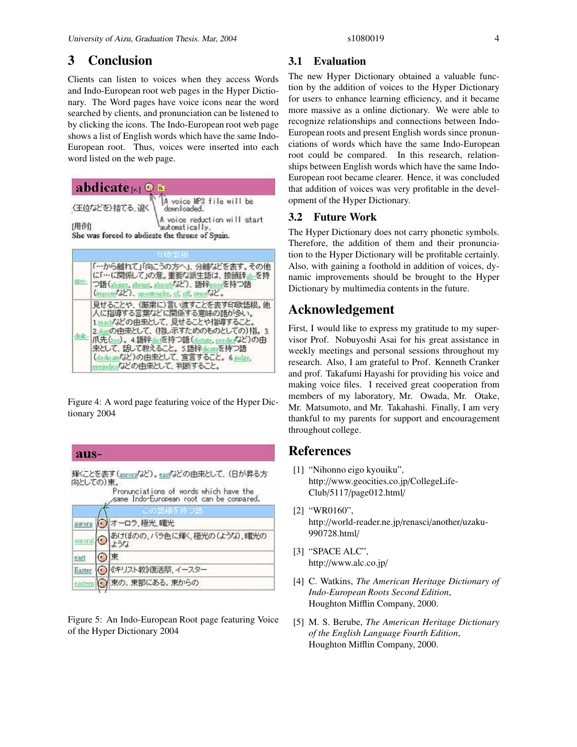# 3 Conclusion

Clients can listen to voices when they access Words and Indo-European root web pages in the Hyper Dictionary. The Word pages have voice icons near the word searched by clients, and pronunciation can be listened to by clicking the icons. The Indo-European root web page shows a list of English words which have the same Indo-European root. Thus, voices were inserted into each word listed on the web page.

Figure 4: A word page featuring voice of the Hyper Dictionary 2004

Figure 5: An Indo-European Root page featuring Voice of the Hyper Dictionary 2004

## 3.1 Evaluation

The new Hyper Dictionary obtained a valuable function by the addition of voices to the Hyper Dictionary for users to enhance learning efficiency, and it became more massive as a online dictionary. We were able to recognize relationships and connections between Indo-European roots and present English words since pronunciations of words which have the same Indo-European root could be compared. In this research, relationships between English words which have the same Indo-European root became clearer. Hence, it was concluded that addition of voices was very profitable in the development of the Hyper Dictionary.

## 3.2 Future Work

The Hyper Dictionary does not carry phonetic symbols. Therefore, the addition of them and their pronunciation to the Hyper Dictionary will be profitable certainly. Also, with gaining a foothold in addition of voices, dynamic improvements should be brought to the Hyper Dictionary by multimedia contents in the future.

# Acknowledgement

First, I would like to express my gratitude to my supervisor Prof. Nobuyoshi Asai for his great assistance in weekly meetings and personal sessions throughout my research. Also, I am grateful to Prof. Kenneth Cranker and prof. Takafumi Hayashi for providing his voice and making voice files. I received great cooperation from members of my laboratory, Mr. Owada, Mr. Otake, Mr. Matsumoto, and Mr. Takahashi. Finally, I am very thankful to my parents for support and encouragement throughout college.

# References

[1] "Nihonno eigo kyouiku", http://www.geocities.co.jp/CollegeLife-Club/5117/page012.html/

[2] "WR0160", http://world-reader.ne.jp/renasci/another/uzaku-990728.html/

[3] "SPACE ALC", http://www.alc.co.jp/

[4] C. Watkins, *The American Heritage Dictionary of Indo-European Roots Second Edition*, Houghton Mifflin Company, 2000.

[5] M. S. Berube, *The American Heritage Dictionary of the English Language Fourth Edition*, Houghton Mifflin Company, 2000.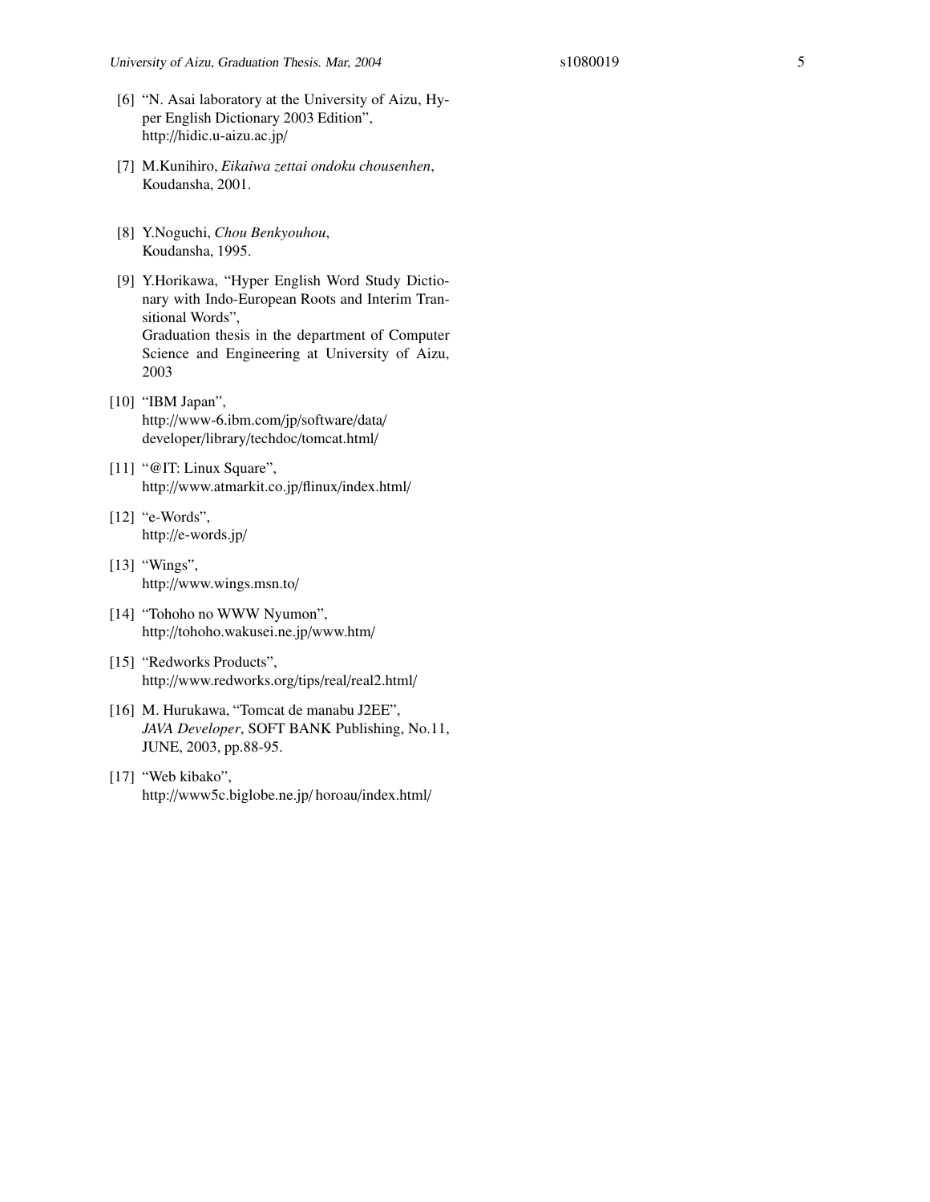[6] "N. Asai laboratory at the University of Aizu, Hyper English Dictionary 2003 Edition", http://hidic.u-aizu.ac.jp/

[7] M.Kunihiro, *Eikaiwa zettai ondoku chousenhen*, Koudansha, 2001.

[8] Y.Noguchi, *Chou Benkyouhou*, Koudansha, 1995.

[9] Y.Horikawa, "Hyper English Word Study Dictionary with Indo-European Roots and Interim Transitional Words", Graduation thesis in the department of Computer Science and Engineering at University of Aizu, 2003

[10] "IBM Japan", http://www-6.ibm.com/jp/software/data/developer/library/techdoc/tomcat.html/

[11] "@IT: Linux Square", http://www.atmarkit.co.jp/flinux/index.html/

[12] "e-Words", http://e-words.jp/

[13] "Wings", http://www.wings.msn.to/

[14] "Tohoho no WWW Nyumon", http://tohoho.wakusei.ne.jp/www.htm/

[15] "Redworks Products", http://www.redworks.org/tips/real/real2.html/

[16] M. Hurukawa, "Tomcat de manabu J2EE", *JAVA Developer*, SOFT BANK Publishing, No.11, JUNE, 2003, pp.88-95.

[17] "Web kibako", http://www5c.biglobe.ne.jp/ horoau/index.html/